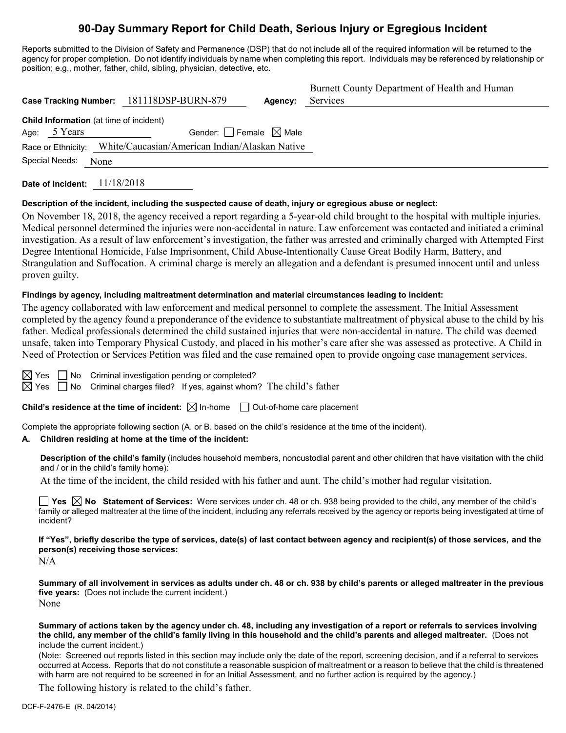# 90-Day Summary Report for Child Death, Serious Injury or Egregious Incident

Reports submitted to the Division of Safety and Permanence (DSP) that do not include all of the required information will be returned to the agency for proper completion. Do not identify individuals by name when completing this report. Individuals may be referenced by relationship or position; e.g., mother, father, child, sibling, physician, detective, etc.

**Case Tracking Number:** 181118DSP-BURN-879 **Agency:** Burnett County Department of Health and Human Services

**Child Information** (at time of incident)

Age: 5 Years Gender: ☐ Female ☒ Male

Race or Ethnicity: White/Caucasian/American Indian/Alaskan Native

Special Needs: None

**Date of Incident:** 11/18/2018

**Description of the incident, including the suspected cause of death, injury or egregious abuse or neglect:**

On November 18, 2018, the agency received a report regarding a 5-year-old child brought to the hospital with multiple injuries. Medical personnel determined the injuries were non-accidental in nature. Law enforcement was contacted and initiated a criminal investigation. As a result of law enforcement's investigation, the father was arrested and criminally charged with Attempted First Degree Intentional Homicide, False Imprisonment, Child Abuse-Intentionally Cause Great Bodily Harm, Battery, and Strangulation and Suffocation. A criminal charge is merely an allegation and a defendant is presumed innocent until and unless proven guilty.

**Findings by agency, including maltreatment determination and material circumstances leading to incident:**

The agency collaborated with law enforcement and medical personnel to complete the assessment. The Initial Assessment completed by the agency found a preponderance of the evidence to substantiate maltreatment of physical abuse to the child by his father. Medical professionals determined the child sustained injuries that were non-accidental in nature. The child was deemed unsafe, taken into Temporary Physical Custody, and placed in his mother's care after she was assessed as protective. A Child in Need of Protection or Services Petition was filed and the case remained open to provide ongoing case management services.

☒ Yes ☐ No Criminal investigation pending or completed?

☒ Yes ☐ No Criminal charges filed? If yes, against whom? The child's father

**Child's residence at the time of incident:** ☒ In-home ☐ Out-of-home care placement

Complete the appropriate following section (A. or B. based on the child's residence at the time of the incident).

**A. Children residing at home at the time of the incident:**

**Description of the child's family** (includes household members, noncustodial parent and other children that have visitation with the child and / or in the child's family home):

At the time of the incident, the child resided with his father and aunt. The child's mother had regular visitation.

☐ **Yes** ☒ **No Statement of Services:** Were services under ch. 48 or ch. 938 being provided to the child, any member of the child's family or alleged maltreater at the time of the incident, including any referrals received by the agency or reports being investigated at time of incident?

**If "Yes", briefly describe the type of services, date(s) of last contact between agency and recipient(s) of those services, and the person(s) receiving those services:**

N/A

**Summary of all involvement in services as adults under ch. 48 or ch. 938 by child's parents or alleged maltreater in the previous five years:** (Does not include the current incident.)

None

**Summary of actions taken by the agency under ch. 48, including any investigation of a report or referrals to services involving the child, any member of the child's family living in this household and the child's parents and alleged maltreater.** (Does not include the current incident.)

(Note: Screened out reports listed in this section may include only the date of the report, screening decision, and if a referral to services occurred at Access. Reports that do not constitute a reasonable suspicion of maltreatment or a reason to believe that the child is threatened with harm are not required to be screened in for an Initial Assessment, and no further action is required by the agency.)

The following history is related to the child's father.

DCF-F-2476-E (R. 04/2014)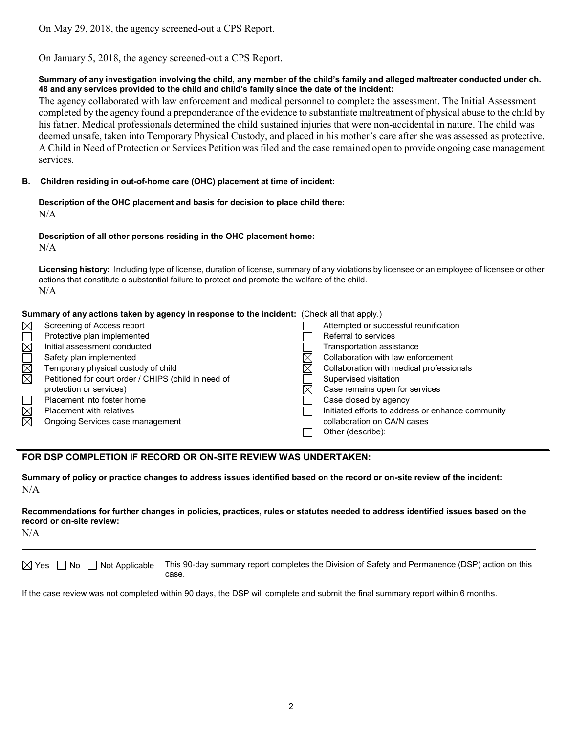On May 29, 2018, the agency screened-out a CPS Report.

On January 5, 2018, the agency screened-out a CPS Report.

**Summary of any investigation involving the child, any member of the child's family and alleged maltreater conducted under ch. 48 and any services provided to the child and child's family since the date of the incident:**

The agency collaborated with law enforcement and medical personnel to complete the assessment. The Initial Assessment completed by the agency found a preponderance of the evidence to substantiate maltreatment of physical abuse to the child by his father. Medical professionals determined the child sustained injuries that were non-accidental in nature. The child was deemed unsafe, taken into Temporary Physical Custody, and placed in his mother's care after she was assessed as protective. A Child in Need of Protection or Services Petition was filed and the case remained open to provide ongoing case management services.

**B. Children residing in out-of-home care (OHC) placement at time of incident:**

**Description of the OHC placement and basis for decision to place child there:**
N/A

**Description of all other persons residing in the OHC placement home:**
N/A

**Licensing history:** Including type of license, duration of license, summary of any violations by licensee or an employee of licensee or other actions that constitute a substantial failure to protect and promote the welfare of the child.
N/A

**Summary of any actions taken by agency in response to the incident:** (Check all that apply.)

- ☒ Screening of Access report
- ☐ Protective plan implemented
- ☒ Initial assessment conducted
- ☐ Safety plan implemented
- ☒ Temporary physical custody of child
- ☒ Petitioned for court order / CHIPS (child in need of protection or services)
- ☐ Placement into foster home
- ☒ Placement with relatives
- ☒ Ongoing Services case management
- ☐ Attempted or successful reunification
- ☐ Referral to services
- ☐ Transportation assistance
- ☒ Collaboration with law enforcement
- ☒ Collaboration with medical professionals
- ☐ Supervised visitation
- ☒ Case remains open for services
- ☐ Case closed by agency
- ☐ Initiated efforts to address or enhance community collaboration on CA/N cases
- ☐ Other (describe):

## FOR DSP COMPLETION IF RECORD OR ON-SITE REVIEW WAS UNDERTAKEN:

**Summary of policy or practice changes to address issues identified based on the record or on-site review of the incident:**
N/A

**Recommendations for further changes in policies, practices, rules or statutes needed to address identified issues based on the record or on-site review:**
N/A

☒ Yes ☐ No ☐ Not Applicable This 90-day summary report completes the Division of Safety and Permanence (DSP) action on this case.

If the case review was not completed within 90 days, the DSP will complete and submit the final summary report within 6 months.